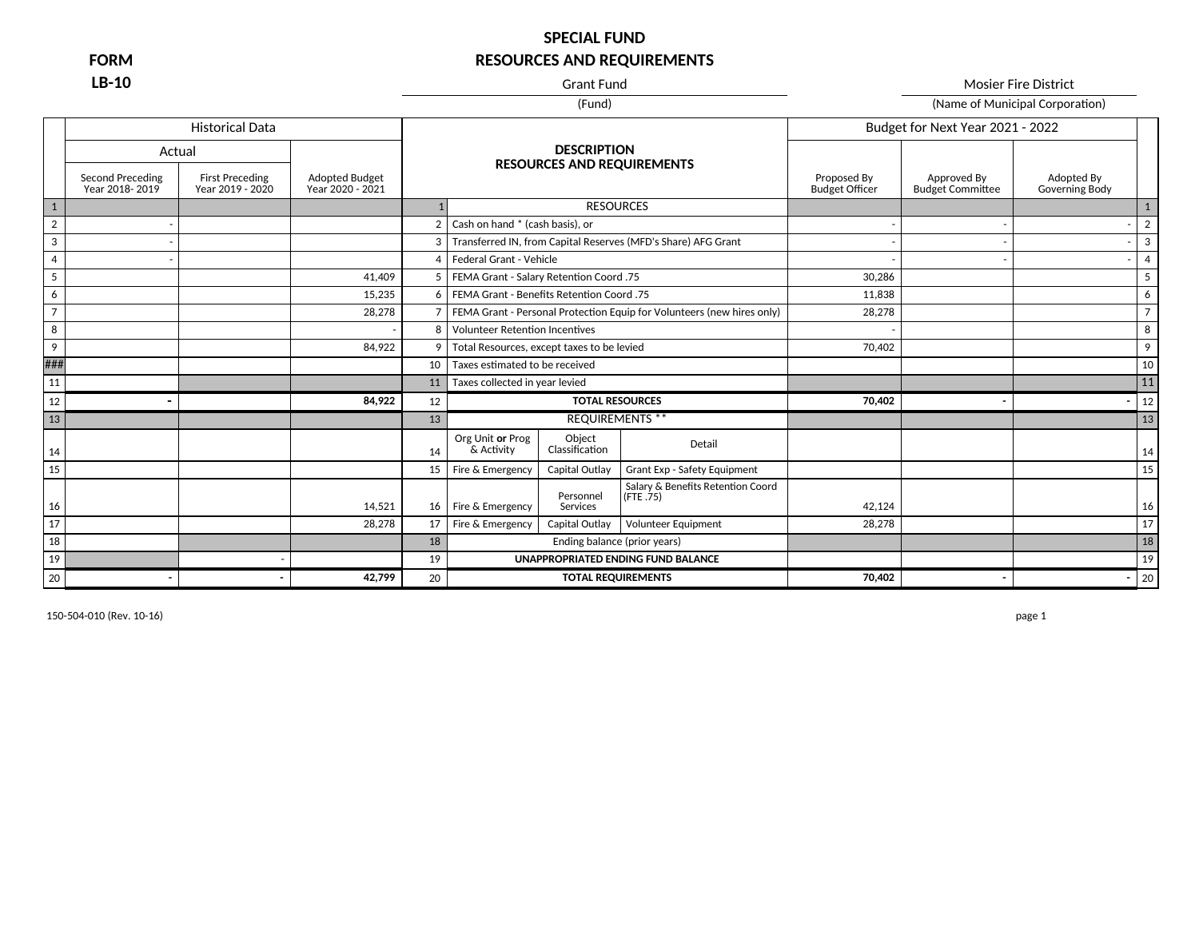# SPECIAL FUND
## RESOURCES AND REQUIREMENTS

**FORM LB-10**

Grant Fund
(Fund)

Mosier Fire District
(Name of Municipal Corporation)

| | Historical Data | | | | DESCRIPTION RESOURCES AND REQUIREMENTS | | | Budget for Next Year 2021 - 2022 | | | |
|---|---|---|---|---|---|---|---|---|---|---|---|
| | Actual | | | | | | | | | | |
| | Second Preceding Year 2018- 2019 | First Preceding Year 2019 - 2020 | Adopted Budget Year 2020 - 2021 | | | | | Proposed By Budget Officer | Approved By Budget Committee | Adopted By Governing Body | |
| 1 | | | | 1 | RESOURCES | | | | | | 1 |
| 2 | - | | | 2 | Cash on hand * (cash basis), or | | | - | - | - | 2 |
| 3 | - | | | 3 | Transferred IN, from Capital Reserves (MFD's Share) AFG Grant | | | - | - | - | 3 |
| 4 | - | | | 4 | Federal Grant - Vehicle | | | - | - | - | 4 |
| 5 | | | 41,409 | 5 | FEMA Grant - Salary Retention Coord .75 | | | 30,286 | | | 5 |
| 6 | | | 15,235 | 6 | FEMA Grant - Benefits Retention Coord .75 | | | 11,838 | | | 6 |
| 7 | | | 28,278 | 7 | FEMA Grant - Personal Protection Equip for Volunteers (new hires only) | | | 28,278 | | | 7 |
| 8 | | | - | 8 | Volunteer Retention Incentives | | | - | | | 8 |
| 9 | | | 84,922 | 9 | Total Resources, except taxes to be levied | | | 70,402 | | | 9 |
| ### | | | | 10 | Taxes estimated to be received | | | | | | 10 |
| 11 | | | | 11 | Taxes collected in year levied | | | | | | 11 |
| 12 | **-** | | **84,922** | 12 | **TOTAL RESOURCES** | | | **70,402** | **-** | **-** | 12 |
| 13 | | | | 13 | REQUIREMENTS ** | | | | | | 13 |
| 14 | | | | 14 | Org Unit **or** Prog & Activity | Object Classification | Detail | | | | 14 |
| 15 | | | | 15 | Fire & Emergency | Capital Outlay | Grant Exp - Safety Equipment | | | | 15 |
| 16 | | | 14,521 | 16 | Fire & Emergency | Personnel Services | Salary & Benefits Retention Coord (FTE .75) | 42,124 | | | 16 |
| 17 | | | 28,278 | 17 | Fire & Emergency | Capital Outlay | Volunteer Equipment | 28,278 | | | 17 |
| 18 | | | | 18 | Ending balance (prior years) | | | | | | 18 |
| 19 | | - | | 19 | **UNAPPROPRIATED ENDING FUND BALANCE** | | | | | | 19 |
| 20 | **-** | **-** | **42,799** | 20 | **TOTAL REQUIREMENTS** | | | **70,402** | **-** | **-** | 20 |

150-504-010 (Rev. 10-16)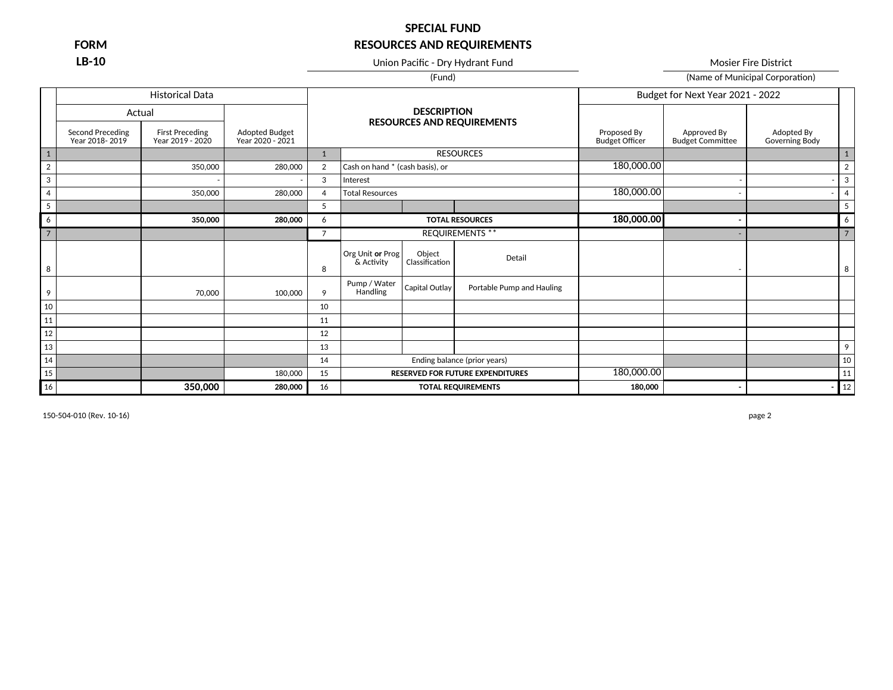**FORM LB-10**

# SPECIAL FUND
## RESOURCES AND REQUIREMENTS

Union Pacific - Dry Hydrant Fund
(Fund)

Mosier Fire District
(Name of Municipal Corporation)

| | Historical Data | | | | DESCRIPTION RESOURCES AND REQUIREMENTS | | | Budget for Next Year 2021 - 2022 | | | |
|---|---|---|---|---|---|---|---|---|---|---|---|
| | Actual | | | | | | | | | | |
| | Second Preceding Year 2018- 2019 | First Preceding Year 2019 - 2020 | Adopted Budget Year 2020 - 2021 | | | | | Proposed By Budget Officer | Approved By Budget Committee | Adopted By Governing Body | |
| 1 | | | | 1 | RESOURCES | | | | | | 1 |
| 2 | | 350,000 | 280,000 | 2 | Cash on hand * (cash basis), or | | | 180,000.00 | | | 2 |
| 3 | | - | - | 3 | Interest | | | | - | - | 3 |
| 4 | | 350,000 | 280,000 | 4 | Total Resources | | | 180,000.00 | - | - | 4 |
| 5 | | | | 5 | | | | | | | 5 |
| 6 | | **350,000** | **280,000** | 6 | **TOTAL RESOURCES** | | | **180,000.00** | **-** | | 6 |
| 7 | | | | 7 | REQUIREMENTS ** | | | | - | | 7 |
| 8 | | | | 8 | Org Unit **or** Prog & Activity | Object Classification | Detail | | - | | 8 |
| 9 | | 70,000 | 100,000 | 9 | Pump / Water Handling | Capital Outlay | Portable Pump and Hauling | | | | |
| 10 | | | | 10 | | | | | | | |
| 11 | | | | 11 | | | | | | | |
| 12 | | | | 12 | | | | | | | |
| 13 | | | | 13 | | | | | | | 9 |
| 14 | | | | 14 | Ending balance (prior years) | | | | | | 10 |
| 15 | | | 180,000 | 15 | **RESERVED FOR FUTURE EXPENDITURES** | | | 180,000.00 | | | 11 |
| 16 | | **350,000** | **280,000** | 16 | **TOTAL REQUIREMENTS** | | | **180,000** | **-** | **-** | 12 |

150-504-010 (Rev. 10-16)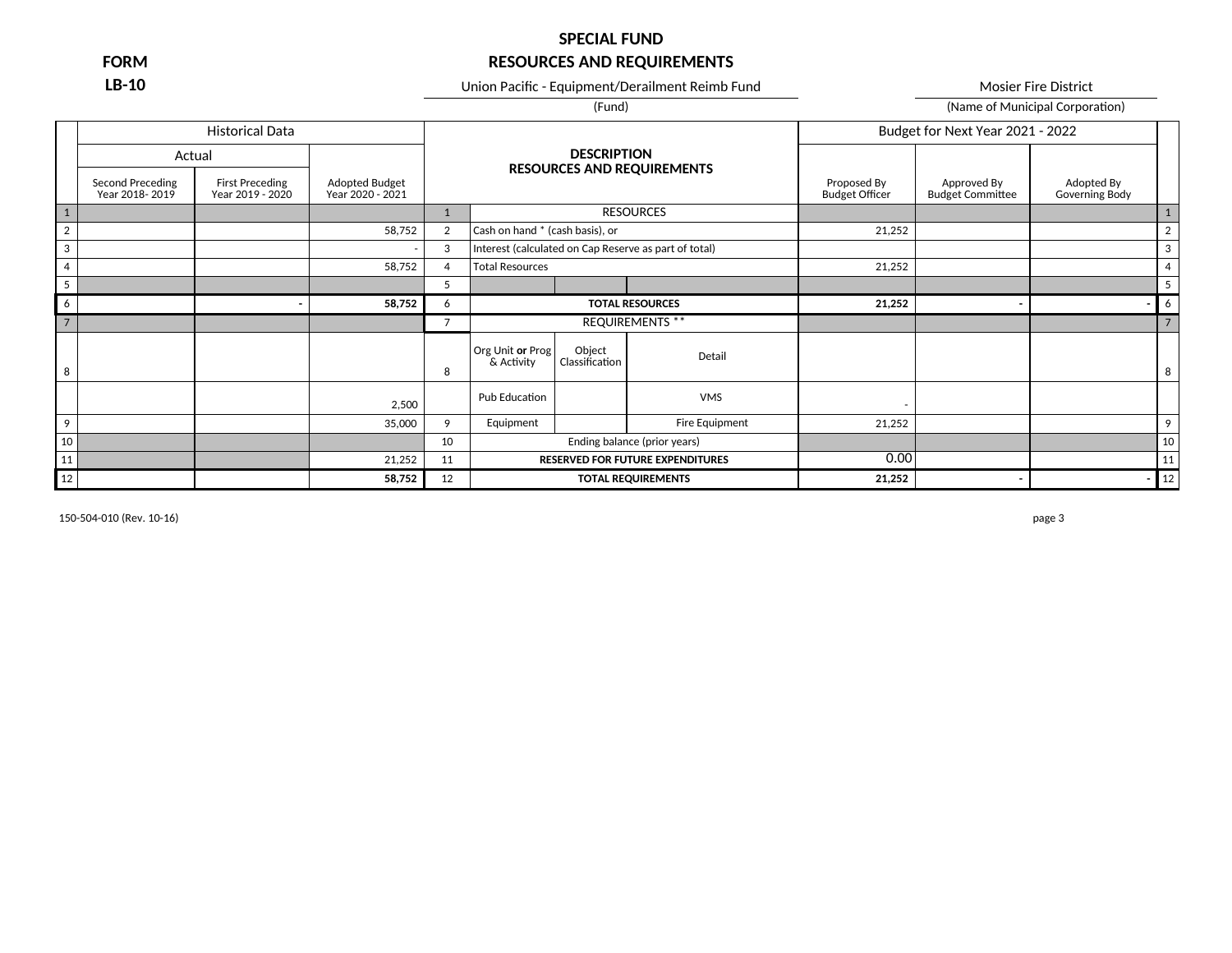# FORM LB-10

## SPECIAL FUND
## RESOURCES AND REQUIREMENTS

Union Pacific - Equipment/Derailment Reimb Fund
(Fund)

Mosier Fire District
(Name of Municipal Corporation)

| | Historical Data | | | | DESCRIPTION RESOURCES AND REQUIREMENTS | | | Budget for Next Year 2021 - 2022 | | | |
|---|---|---|---|---|---|---|---|---|---|---|---|
| | Actual | | | | | | | | | | |
| | Second Preceding Year 2018- 2019 | First Preceding Year 2019 - 2020 | Adopted Budget Year 2020 - 2021 | | | | | Proposed By Budget Officer | Approved By Budget Committee | Adopted By Governing Body | |
| 1 | | | | 1 | RESOURCES | | | | | | 1 |
| 2 | | | 58,752 | 2 | Cash on hand * (cash basis), or | | | 21,252 | | | 2 |
| 3 | | | - | 3 | Interest (calculated on Cap Reserve as part of total) | | | | | | 3 |
| 4 | | | 58,752 | 4 | Total Resources | | | 21,252 | | | 4 |
| 5 | | | | 5 | | | | | | | 5 |
| 6 | | - | **58,752** | 6 | **TOTAL RESOURCES** | | | **21,252** | **-** | **-** | 6 |
| 7 | | | | 7 | REQUIREMENTS ** | | | | | | 7 |
| 8 | | | | 8 | Org Unit **or** Prog & Activity | Object Classification | Detail | | | | 8 |
| | | | 2,500 | | Pub Education | | VMS | - | | | |
| 9 | | | 35,000 | 9 | Equipment | | Fire Equipment | 21,252 | | | 9 |
| 10 | | | | 10 | Ending balance (prior years) | | | | | | 10 |
| 11 | | | 21,252 | 11 | **RESERVED FOR FUTURE EXPENDITURES** | | | 0.00 | | | 11 |
| 12 | | | **58,752** | 12 | **TOTAL REQUIREMENTS** | | | **21,252** | **-** | **-** | 12 |

150-504-010 (Rev. 10-16)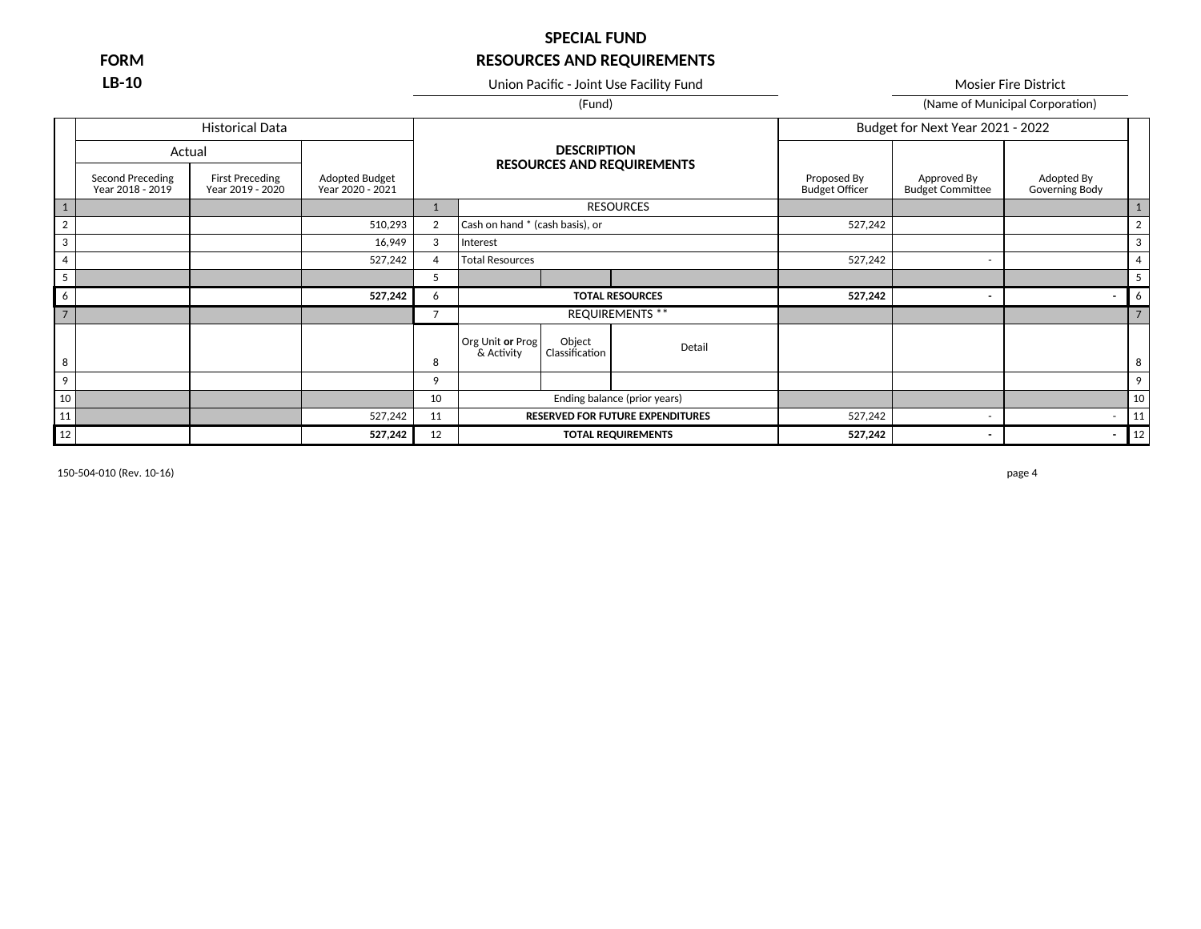**FORM**
**LB-10**

# SPECIAL FUND
## RESOURCES AND REQUIREMENTS

Union Pacific - Joint Use Facility Fund
(Fund)

Mosier Fire District
(Name of Municipal Corporation)

| | Historical Data | | | | DESCRIPTION RESOURCES AND REQUIREMENTS | | | Budget for Next Year 2021 - 2022 | | | |
|---|---|---|---|---|---|---|---|---|---|---|---|
| | Actual | | | | | | | | | | |
| | Second Preceding Year 2018 - 2019 | First Preceding Year 2019 - 2020 | Adopted Budget Year 2020 - 2021 | | | | | Proposed By Budget Officer | Approved By Budget Committee | Adopted By Governing Body | |
| 1 | | | | 1 | RESOURCES | | | | | | 1 |
| 2 | | | 510,293 | 2 | Cash on hand * (cash basis), or | | | 527,242 | | | 2 |
| 3 | | | 16,949 | 3 | Interest | | | | | | 3 |
| 4 | | | 527,242 | 4 | Total Resources | | | 527,242 | - | | 4 |
| 5 | | | | 5 | | | | | | | 5 |
| 6 | | | **527,242** | 6 | **TOTAL RESOURCES** | | | **527,242** | **-** | **-** | 6 |
| 7 | | | | 7 | REQUIREMENTS ** | | | | | | 7 |
| 8 | | | | 8 | Org Unit **or** Prog & Activity | Object Classification | Detail | | | | 8 |
| 9 | | | | 9 | | | | | | | 9 |
| 10 | | | | 10 | Ending balance (prior years) | | | | | | 10 |
| 11 | | | 527,242 | 11 | **RESERVED FOR FUTURE EXPENDITURES** | | | 527,242 | - | - | 11 |
| 12 | | | **527,242** | 12 | **TOTAL REQUIREMENTS** | | | **527,242** | **-** | **-** | 12 |

150-504-010 (Rev. 10-16)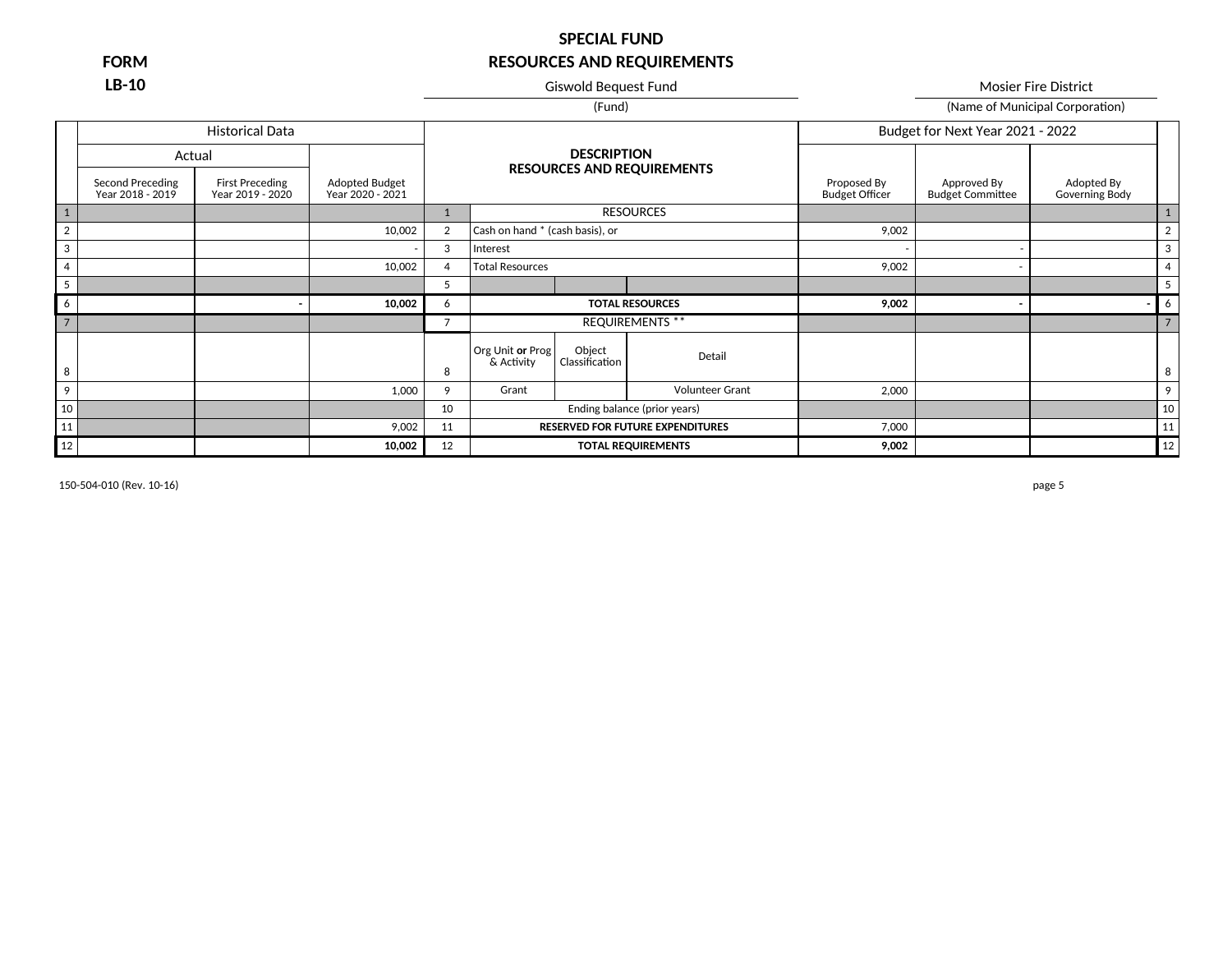**FORM LB-10**

# SPECIAL FUND
## RESOURCES AND REQUIREMENTS

Giswold Bequest Fund
(Fund)

Mosier Fire District
(Name of Municipal Corporation)

| | Historical Data | | | | DESCRIPTION RESOURCES AND REQUIREMENTS | | | Budget for Next Year 2021 - 2022 | | | |
|---|---|---|---|---|---|---|---|---|---|---|---|
| | Actual | | | | | | | | | | |
| | Second Preceding Year 2018 - 2019 | First Preceding Year 2019 - 2020 | Adopted Budget Year 2020 - 2021 | | | | | Proposed By Budget Officer | Approved By Budget Committee | Adopted By Governing Body | |
| 1 | | | | 1 | RESOURCES | | | | | | 1 |
| 2 | | | 10,002 | 2 | Cash on hand * (cash basis), or | | | 9,002 | | | 2 |
| 3 | | | - | 3 | Interest | | | - | - | | 3 |
| 4 | | | 10,002 | 4 | Total Resources | | | 9,002 | - | | 4 |
| 5 | | | | 5 | | | | | | | 5 |
| 6 | | **-** | **10,002** | 6 | **TOTAL RESOURCES** | | | **9,002** | **-** | **-** | 6 |
| 7 | | | | 7 | REQUIREMENTS ** | | | | | | 7 |
| 8 | | | | 8 | Org Unit **or** Prog & Activity | Object Classification | Detail | | | | 8 |
| 9 | | | 1,000 | 9 | Grant | | Volunteer Grant | 2,000 | | | 9 |
| 10 | | | | 10 | Ending balance (prior years) | | | | | | 10 |
| 11 | | | 9,002 | 11 | **RESERVED FOR FUTURE EXPENDITURES** | | | 7,000 | | | 11 |
| 12 | | | **10,002** | 12 | **TOTAL REQUIREMENTS** | | | **9,002** | | | 12 |

150-504-010 (Rev. 10-16)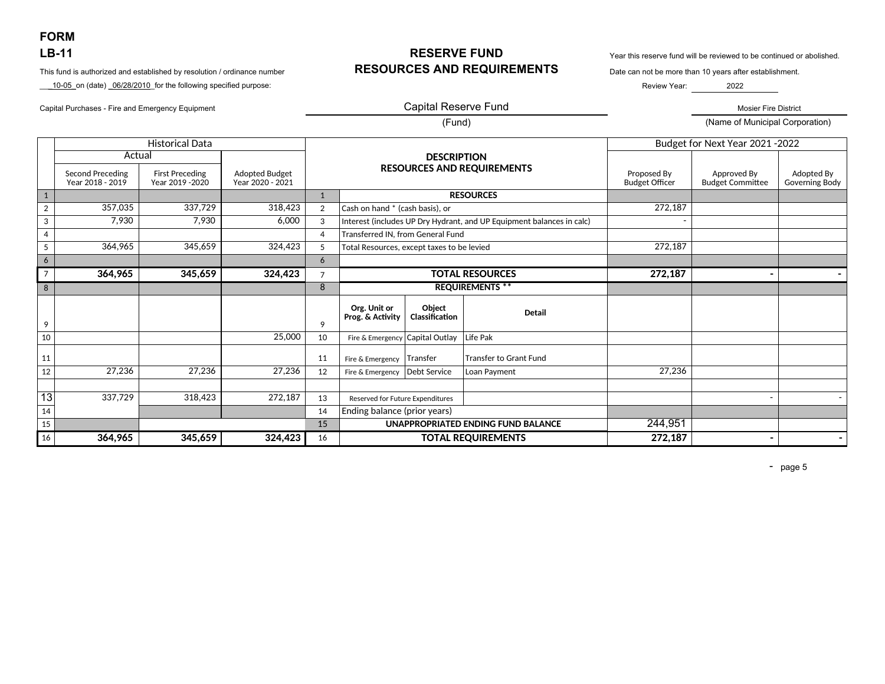# FORM LB-11

## RESERVE FUND RESOURCES AND REQUIREMENTS

This fund is authorized and established by resolution / ordinance number 10-05 on (date) 06/28/2010 for the following specified purpose:

Capital Purchases - Fire and Emergency Equipment

Year this reserve fund will be reviewed to be continued or abolished. Date can not be more than 10 years after establishment.

Review Year: 2022

Capital Reserve Fund (Fund)

Mosier Fire District (Name of Municipal Corporation)

| | Historical Data | | | | Description | | | Budget for Next Year 2021 -2022 | | |
|---|---|---|---|---|---|---|---|---|---|---|
| | Actual | | | | | | | | | |
| | Second Preceding Year 2018 - 2019 | First Preceding Year 2019 -2020 | Adopted Budget Year 2020 - 2021 | | RESOURCES AND REQUIREMENTS | | | Proposed By Budget Officer | Approved By Budget Committee | Adopted By Governing Body |
| 1 | | | | 1 | **RESOURCES** | | | | | |
| 2 | 357,035 | 337,729 | 318,423 | 2 | Cash on hand * (cash basis), or | | | 272,187 | | |
| 3 | 7,930 | 7,930 | 6,000 | 3 | Interest (includes UP Dry Hydrant, and UP Equipment balances in calc) | | | - | | |
| 4 | | | | 4 | Transferred IN, from General Fund | | | | | |
| 5 | 364,965 | 345,659 | 324,423 | 5 | Total Resources, except taxes to be levied | | | 272,187 | | |
| 6 | | | | 6 | | | | | | |
| 7 | **364,965** | **345,659** | **324,423** | 7 | **TOTAL RESOURCES** | | | **272,187** | **-** | **-** |
| 8 | | | | 8 | **REQUIREMENTS \*\*** | | | | | |
| 9 | | | | 9 | **Org. Unit or Prog. & Activity** | **Object Classification** | **Detail** | | | |
| 10 | | | 25,000 | 10 | Fire & Emergency | Capital Outlay | Life Pak | | | |
| 11 | | | | 11 | Fire & Emergency | Transfer | Transfer to Grant Fund | | | |
| 12 | 27,236 | 27,236 | 27,236 | 12 | Fire & Emergency | Debt Service | Loan Payment | 27,236 | | |
| | | | | | | | | | | |
| 13 | 337,729 | 318,423 | 272,187 | 13 | Reserved for Future Expenditures | | | | - | - |
| 14 | | | | 14 | Ending balance (prior years) | | | | | |
| 15 | | | | 15 | **UNAPPROPRIATED ENDING FUND BALANCE** | | | 244,951 | | |
| 16 | **364,965** | **345,659** | **324,423** | 16 | **TOTAL REQUIREMENTS** | | | **272,187** | **-** | **-** |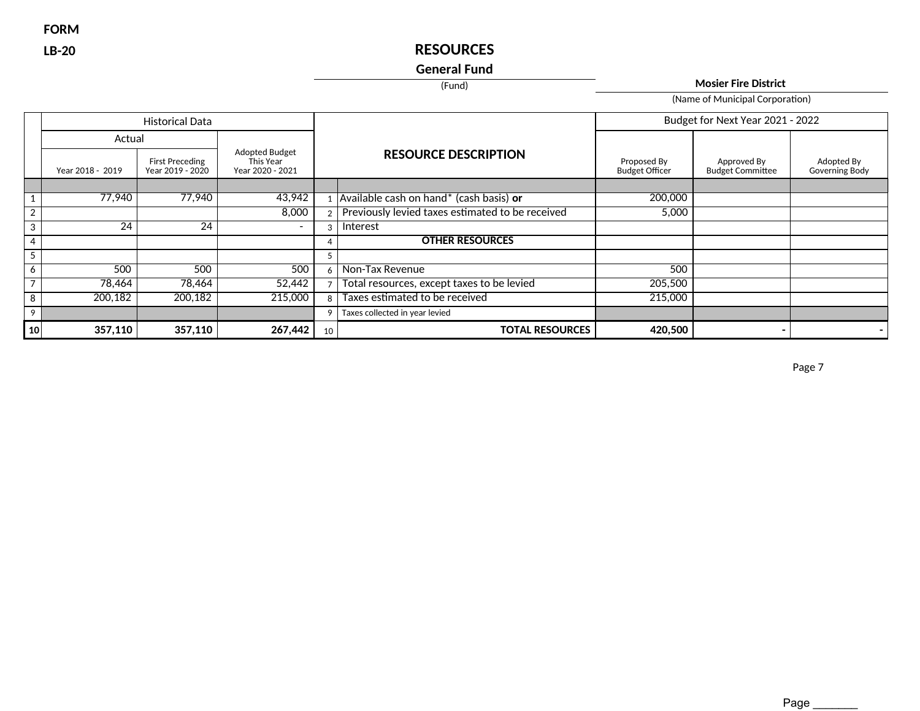FORM

LB-20

# RESOURCES

**General Fund**

(Fund)

**Mosier Fire District**

(Name of Municipal Corporation)

| | Historical Data | | | | RESOURCE DESCRIPTION | Budget for Next Year 2021 - 2022 | | |
|---|---|---|---|---|---|---|---|---|
| | Actual | | Adopted Budget This Year Year 2020 - 2021 | | | Proposed By Budget Officer | Approved By Budget Committee | Adopted By Governing Body |
| | Year 2018 - 2019 | First Preceding Year 2019 - 2020 | | | | | | |
| 1 | 77,940 | 77,940 | 43,942 | 1 | Available cash on hand* (cash basis) **or** | 200,000 | | |
| 2 | | | 8,000 | 2 | Previously levied taxes estimated to be received | 5,000 | | |
| 3 | 24 | 24 | - | 3 | Interest | | | |
| 4 | | | | 4 | **OTHER RESOURCES** | | | |
| 5 | | | | 5 | | | | |
| 6 | 500 | 500 | 500 | 6 | Non-Tax Revenue | 500 | | |
| 7 | 78,464 | 78,464 | 52,442 | 7 | Total resources, except taxes to be levied | 205,500 | | |
| 8 | 200,182 | 200,182 | 215,000 | 8 | Taxes estimated to be received | 215,000 | | |
| 9 | | | | 9 | Taxes collected in year levied | | | |
| **10** | **357,110** | **357,110** | **267,442** | 10 | **TOTAL RESOURCES** | **420,500** | **-** | **-** |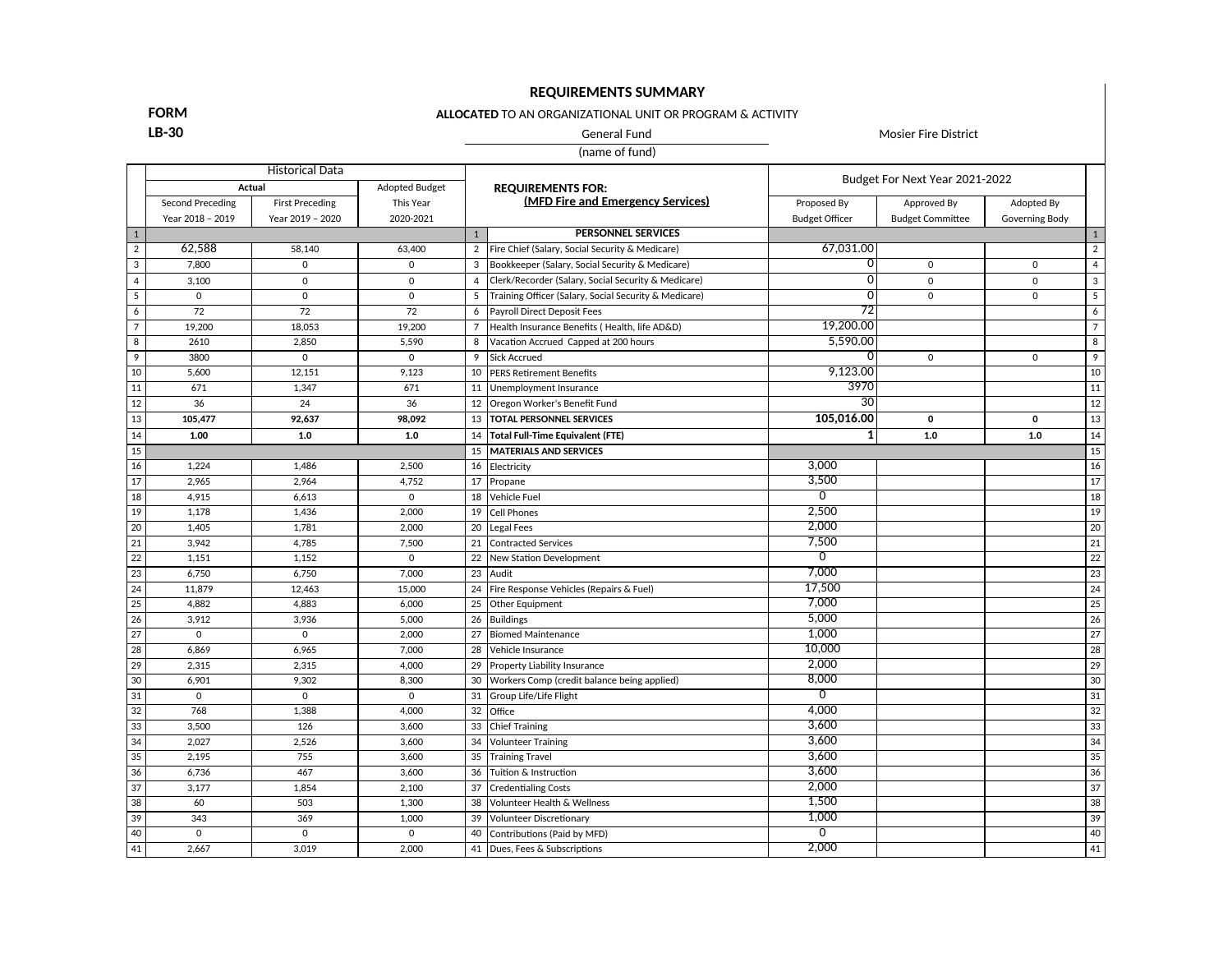# REQUIREMENTS SUMMARY

**FORM LB-30**

**ALLOCATED** TO AN ORGANIZATIONAL UNIT OR PROGRAM & ACTIVITY

General Fund (name of fund) — Mosier Fire District

| | Historical Data | | | | REQUIREMENTS FOR: (MFD Fire and Emergency Services) | Budget For Next Year 2021-2022 | | | |
|---|---|---|---|---|---|---|---|---|---|
| | Actual | | Adopted Budget | | | | | | |
| | Second Preceding Year 2018 – 2019 | First Preceding Year 2019 – 2020 | This Year 2020-2021 | | | Proposed By Budget Officer | Approved By Budget Committee | Adopted By Governing Body | |
| 1 | | | | 1 | **PERSONNEL SERVICES** | | | | 1 |
| 2 | 62,588 | 58,140 | 63,400 | 2 | Fire Chief (Salary, Social Security & Medicare) | 67,031.00 | | | 2 |
| 3 | 7,800 | 0 | 0 | 3 | Bookkeeper (Salary, Social Security & Medicare) | 0 | 0 | 0 | 4 |
| 4 | 3,100 | 0 | 0 | 4 | Clerk/Recorder (Salary, Social Security & Medicare) | 0 | 0 | 0 | 3 |
| 5 | 0 | 0 | 0 | 5 | Training Officer (Salary, Social Security & Medicare) | 0 | 0 | 0 | 5 |
| 6 | 72 | 72 | 72 | 6 | Payroll Direct Deposit Fees | 72 | | | 6 |
| 7 | 19,200 | 18,053 | 19,200 | 7 | Health Insurance Benefits ( Health, life AD&D) | 19,200.00 | | | 7 |
| 8 | 2610 | 2,850 | 5,590 | 8 | Vacation Accrued Capped at 200 hours | 5,590.00 | | | 8 |
| 9 | 3800 | 0 | 0 | 9 | Sick Accrued | 0 | 0 | 0 | 9 |
| 10 | 5,600 | 12,151 | 9,123 | 10 | PERS Retirement Benefits | 9,123.00 | | | 10 |
| 11 | 671 | 1,347 | 671 | 11 | Unemployment Insurance | 3970 | | | 11 |
| 12 | 36 | 24 | 36 | 12 | Oregon Worker's Benefit Fund | 30 | | | 12 |
| 13 | **105,477** | **92,637** | **98,092** | 13 | **TOTAL PERSONNEL SERVICES** | **105,016.00** | **0** | **0** | 13 |
| 14 | **1.00** | **1.0** | **1.0** | 14 | **Total Full-Time Equivalent (FTE)** | **1** | **1.0** | **1.0** | 14 |
| 15 | | | | 15 | **MATERIALS AND SERVICES** | | | | 15 |
| 16 | 1,224 | 1,486 | 2,500 | 16 | Electricity | 3,000 | | | 16 |
| 17 | 2,965 | 2,964 | 4,752 | 17 | Propane | 3,500 | | | 17 |
| 18 | 4,915 | 6,613 | 0 | 18 | Vehicle Fuel | 0 | | | 18 |
| 19 | 1,178 | 1,436 | 2,000 | 19 | Cell Phones | 2,500 | | | 19 |
| 20 | 1,405 | 1,781 | 2,000 | 20 | Legal Fees | 2,000 | | | 20 |
| 21 | 3,942 | 4,785 | 7,500 | 21 | Contracted Services | 7,500 | | | 21 |
| 22 | 1,151 | 1,152 | 0 | 22 | New Station Development | 0 | | | 22 |
| 23 | 6,750 | 6,750 | 7,000 | 23 | Audit | 7,000 | | | 23 |
| 24 | 11,879 | 12,463 | 15,000 | 24 | Fire Response Vehicles (Repairs & Fuel) | 17,500 | | | 24 |
| 25 | 4,882 | 4,883 | 6,000 | 25 | Other Equipment | 7,000 | | | 25 |
| 26 | 3,912 | 3,936 | 5,000 | 26 | Buildings | 5,000 | | | 26 |
| 27 | 0 | 0 | 2,000 | 27 | Biomed Maintenance | 1,000 | | | 27 |
| 28 | 6,869 | 6,965 | 7,000 | 28 | Vehicle Insurance | 10,000 | | | 28 |
| 29 | 2,315 | 2,315 | 4,000 | 29 | Property Liability Insurance | 2,000 | | | 29 |
| 30 | 6,901 | 9,302 | 8,300 | 30 | Workers Comp (credit balance being applied) | 8,000 | | | 30 |
| 31 | 0 | 0 | 0 | 31 | Group Life/Life Flight | 0 | | | 31 |
| 32 | 768 | 1,388 | 4,000 | 32 | Office | 4,000 | | | 32 |
| 33 | 3,500 | 126 | 3,600 | 33 | Chief Training | 3,600 | | | 33 |
| 34 | 2,027 | 2,526 | 3,600 | 34 | Volunteer Training | 3,600 | | | 34 |
| 35 | 2,195 | 755 | 3,600 | 35 | Training Travel | 3,600 | | | 35 |
| 36 | 6,736 | 467 | 3,600 | 36 | Tuition & Instruction | 3,600 | | | 36 |
| 37 | 3,177 | 1,854 | 2,100 | 37 | Credentialing Costs | 2,000 | | | 37 |
| 38 | 60 | 503 | 1,300 | 38 | Volunteer Health & Wellness | 1,500 | | | 38 |
| 39 | 343 | 369 | 1,000 | 39 | Volunteer Discretionary | 1,000 | | | 39 |
| 40 | 0 | 0 | 0 | 40 | Contributions (Paid by MFD) | 0 | | | 40 |
| 41 | 2,667 | 3,019 | 2,000 | 41 | Dues, Fees & Subscriptions | 2,000 | | | 41 |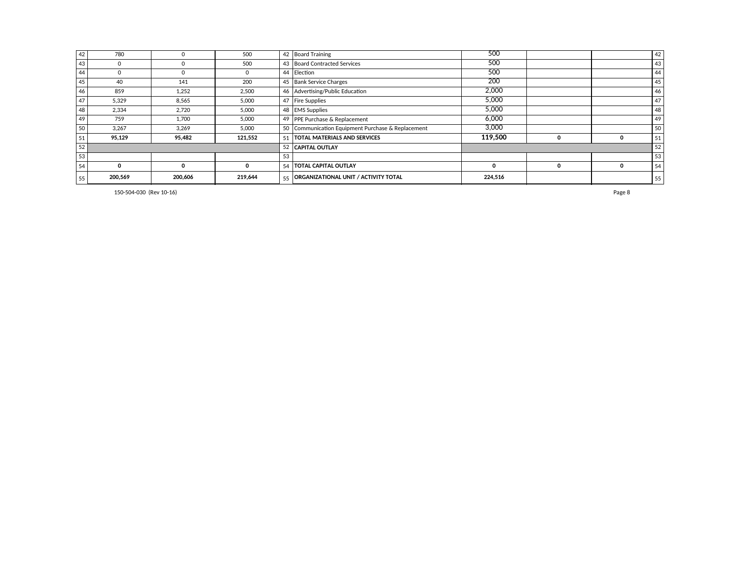| | | | | | | | | | |
|---|---|---|---|---|---|---|---|---|---|
| 42 | 780 | 0 | 500 | 42 | Board Training | 500 | | | 42 |
| 43 | 0 | 0 | 500 | 43 | Board Contracted Services | 500 | | | 43 |
| 44 | 0 | 0 | 0 | 44 | Election | 500 | | | 44 |
| 45 | 40 | 141 | 200 | 45 | Bank Service Charges | 200 | | | 45 |
| 46 | 859 | 1,252 | 2,500 | 46 | Advertising/Public Education | 2,000 | | | 46 |
| 47 | 5,329 | 8,565 | 5,000 | 47 | Fire Supplies | 5,000 | | | 47 |
| 48 | 2,334 | 2,720 | 5,000 | 48 | EMS Supplies | 5,000 | | | 48 |
| 49 | 759 | 1,700 | 5,000 | 49 | PPE Purchase & Replacement | 6,000 | | | 49 |
| 50 | 3,267 | 3,269 | 5,000 | 50 | Communication Equipment Purchase & Replacement | 3,000 | | | 50 |
| 51 | **95,129** | **95,482** | **121,552** | 51 | **TOTAL MATERIALS AND SERVICES** | **119,500** | **0** | **0** | 51 |
| 52 | | | | 52 | **CAPITAL OUTLAY** | | | | 52 |
| 53 | | | | 53 | | | | | 53 |
| 54 | **0** | **0** | **0** | 54 | **TOTAL CAPITAL OUTLAY** | **0** | **0** | **0** | 54 |
| 55 | **200,569** | **200,606** | **219,644** | 55 | **ORGANIZATIONAL UNIT / ACTIVITY TOTAL** | **224,516** | | | 55 |

150-504-030 (Rev 10-16)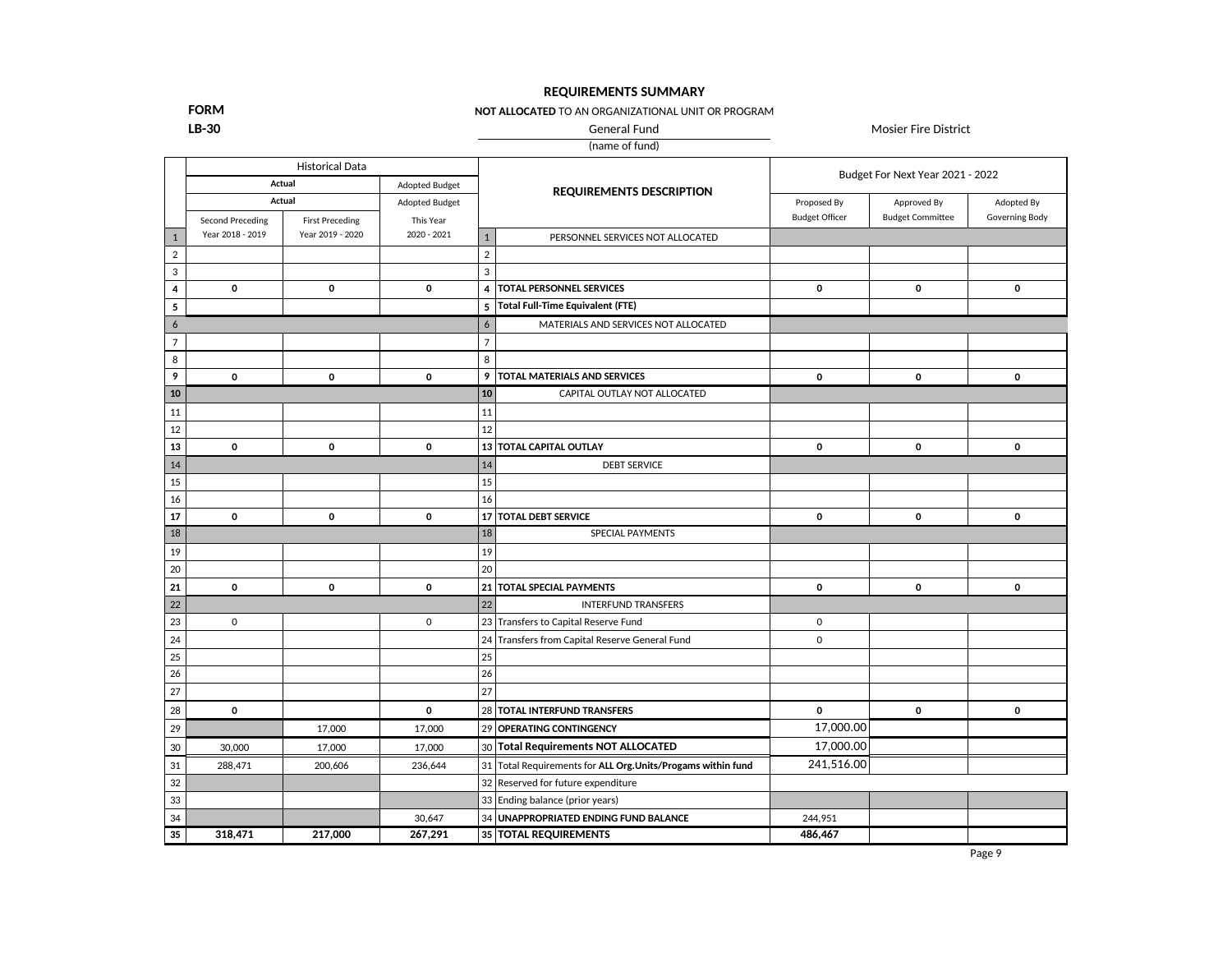## REQUIREMENTS SUMMARY

**FORM LB-30**

**NOT ALLOCATED** TO AN ORGANIZATIONAL UNIT OR PROGRAM

General Fund
(name of fund)

Mosier Fire District

| | Historical Data | | | | | Budget For Next Year 2021 - 2022 | | |
|---|---|---|---|---|---|---|---|---|
| | **Actual** | | Adopted Budget | | **REQUIREMENTS DESCRIPTION** | | | |
| | **Actual** | | Adopted Budget | | | Proposed By Budget Officer | Approved By Budget Committee | Adopted By Governing Body |
| | Second Preceding Year 2018 - 2019 | First Preceding Year 2019 - 2020 | This Year 2020 - 2021 | | | | | |
| 1 | | | | 1 | PERSONNEL SERVICES NOT ALLOCATED | | | |
| 2 | | | | 2 | | | | |
| 3 | | | | 3 | | | | |
| **4** | **0** | **0** | **0** | **4** | **TOTAL PERSONNEL SERVICES** | **0** | **0** | **0** |
| **5** | | | | **5** | **Total Full-Time Equivalent (FTE)** | | | |
| 6 | | | | 6 | MATERIALS AND SERVICES NOT ALLOCATED | | | |
| 7 | | | | 7 | | | | |
| 8 | | | | 8 | | | | |
| **9** | **0** | **0** | **0** | **9** | **TOTAL MATERIALS AND SERVICES** | **0** | **0** | **0** |
| **10** | | | | **10** | CAPITAL OUTLAY NOT ALLOCATED | | | |
| 11 | | | | 11 | | | | |
| 12 | | | | 12 | | | | |
| **13** | **0** | **0** | **0** | **13** | **TOTAL CAPITAL OUTLAY** | **0** | **0** | **0** |
| 14 | | | | 14 | DEBT SERVICE | | | |
| 15 | | | | 15 | | | | |
| 16 | | | | 16 | | | | |
| **17** | **0** | **0** | **0** | **17** | **TOTAL DEBT SERVICE** | **0** | **0** | **0** |
| 18 | | | | 18 | SPECIAL PAYMENTS | | | |
| 19 | | | | 19 | | | | |
| 20 | | | | 20 | | | | |
| **21** | **0** | **0** | **0** | **21** | **TOTAL SPECIAL PAYMENTS** | **0** | **0** | **0** |
| 22 | | | | 22 | INTERFUND TRANSFERS | | | |
| 23 | 0 | | 0 | 23 | Transfers to Capital Reserve Fund | 0 | | |
| 24 | | | | 24 | Transfers from Capital Reserve General Fund | 0 | | |
| 25 | | | | 25 | | | | |
| 26 | | | | 26 | | | | |
| 27 | | | | 27 | | | | |
| 28 | **0** | | **0** | 28 | **TOTAL INTERFUND TRANSFERS** | **0** | **0** | **0** |
| 29 | | 17,000 | 17,000 | 29 | **OPERATING CONTINGENCY** | 17,000.00 | | |
| 30 | 30,000 | 17,000 | 17,000 | 30 | **Total Requirements NOT ALLOCATED** | 17,000.00 | | |
| 31 | 288,471 | 200,606 | 236,644 | 31 | Total Requirements for **ALL Org.Units/Progams within fund** | 241,516.00 | | |
| 32 | | | | 32 | Reserved for future expenditure | | | |
| 33 | | | | 33 | Ending balance (prior years) | | | |
| 34 | | | 30,647 | 34 | **UNAPPROPRIATED ENDING FUND BALANCE** | 244,951 | | |
| **35** | **318,471** | **217,000** | **267,291** | **35** | **TOTAL REQUIREMENTS** | **486,467** | | |